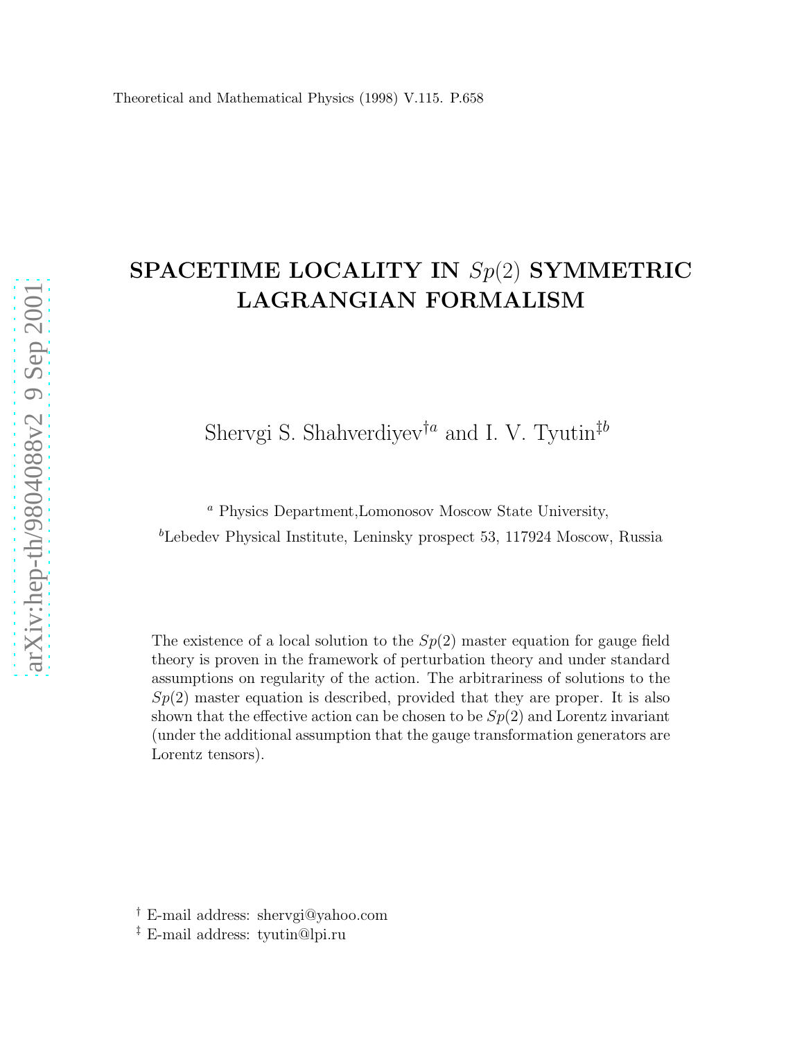Theoretical and Mathematical Physics (1998) V.115. P.658

# SPACETIME LOCALITY IN $Sp(2)$ SYMMETRIC LAGRANGIAN FORMALISM

Shervgi S. Shahverdiyev[†a] and I. V. Tyutin[‡b]

[a] Physics Department,Lomonosov Moscow State University,

[b]Lebedev Physical Institute, Leninsky prospect 53, 117924 Moscow, Russia

The existence of a local solution to the $Sp(2)$ master equation for gauge field theory is proven in the framework of perturbation theory and under standard assumptions on regularity of the action. The arbitrariness of solutions to the $Sp(2)$ master equation is described, provided that they are proper. It is also shown that the effective action can be chosen to be $Sp(2)$ and Lorentz invariant (under the additional assumption that the gauge transformation generators are Lorentz tensors).

[†] E-mail address: shervgi@yahoo.com

[‡] E-mail address: tyutin@lpi.ru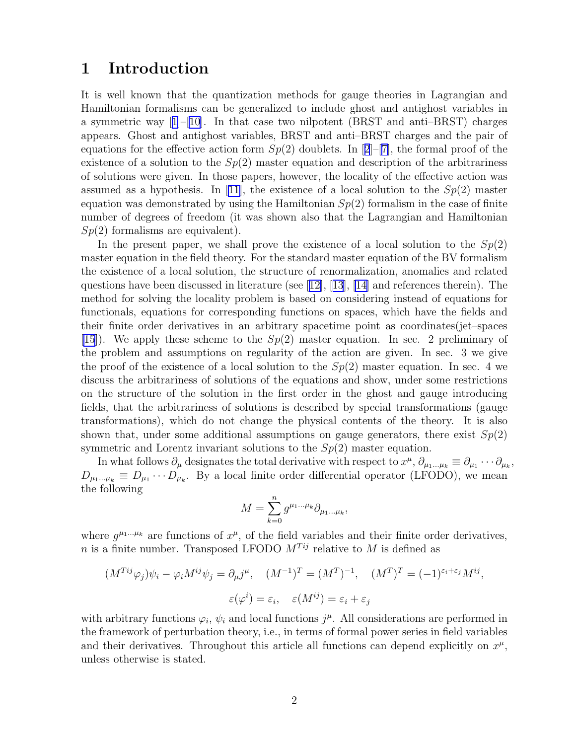# 1 Introduction

It is well known that the quantization methods for gauge theories in Lagrangian and Hamiltonian formalisms can be generalized to include ghost and antighost variables in a symmetric way [1]–[10]. In that case two nilpotent (BRST and anti–BRST) charges appears. Ghost and antighost variables, BRST and anti–BRST charges and the pair of equations for the effective action form $Sp(2)$ doublets. In [2]–[7], the formal proof of the existence of a solution to the $Sp(2)$ master equation and description of the arbitrariness of solutions were given. In those papers, however, the locality of the effective action was assumed as a hypothesis. In [11], the existence of a local solution to the $Sp(2)$ master equation was demonstrated by using the Hamiltonian $Sp(2)$ formalism in the case of finite number of degrees of freedom (it was shown also that the Lagrangian and Hamiltonian $Sp(2)$ formalisms are equivalent).

In the present paper, we shall prove the existence of a local solution to the $Sp(2)$ master equation in the field theory. For the standard master equation of the BV formalism the existence of a local solution, the structure of renormalization, anomalies and related questions have been discussed in literature (see [12], [13], [14] and references therein). The method for solving the locality problem is based on considering instead of equations for functionals, equations for corresponding functions on spaces, which have the fields and their finite order derivatives in an arbitrary spacetime point as coordinates(jet–spaces [15]). We apply these scheme to the $Sp(2)$ master equation. In sec. 2 preliminary of the problem and assumptions on regularity of the action are given. In sec. 3 we give the proof of the existence of a local solution to the $Sp(2)$ master equation. In sec. 4 we discuss the arbitrariness of solutions of the equations and show, under some restrictions on the structure of the solution in the first order in the ghost and gauge introducing fields, that the arbitrariness of solutions is described by special transformations (gauge transformations), which do not change the physical contents of the theory. It is also shown that, under some additional assumptions on gauge generators, there exist $Sp(2)$ symmetric and Lorentz invariant solutions to the $Sp(2)$ master equation.

In what follows $\partial_\mu$ designates the total derivative with respect to $x^\mu$, $\partial_{\mu_1\ldots\mu_k} \equiv \partial_{\mu_1}\cdots\partial_{\mu_k}$, $D_{\mu_1\ldots\mu_k} \equiv D_{\mu_1}\cdots D_{\mu_k}$. By a local finite order differential operator (LFODO), we mean the following

$$M = \sum_{k=0}^{n} g^{\mu_1\ldots\mu_k}\partial_{\mu_1\ldots\mu_k},$$

where $g^{\mu_1\ldots\mu_k}$ are functions of $x^\mu$, of the field variables and their finite order derivatives, $n$ is a finite number. Transposed LFODO $M^{Tij}$ relative to $M$ is defined as

$$(M^{Tij}\varphi_j)\psi_i - \varphi_i M^{ij}\psi_j = \partial_\mu j^\mu, \quad (M^{-1})^T = (M^T)^{-1}, \quad (M^T)^T = (-1)^{\varepsilon_i+\varepsilon_j}M^{ij},$$

$$\varepsilon(\varphi^i) = \varepsilon_i, \quad \varepsilon(M^{ij}) = \varepsilon_i + \varepsilon_j$$

with arbitrary functions $\varphi_i$, $\psi_i$ and local functions $j^\mu$. All considerations are performed in the framework of perturbation theory, i.e., in terms of formal power series in field variables and their derivatives. Throughout this article all functions can depend explicitly on $x^\mu$, unless otherwise is stated.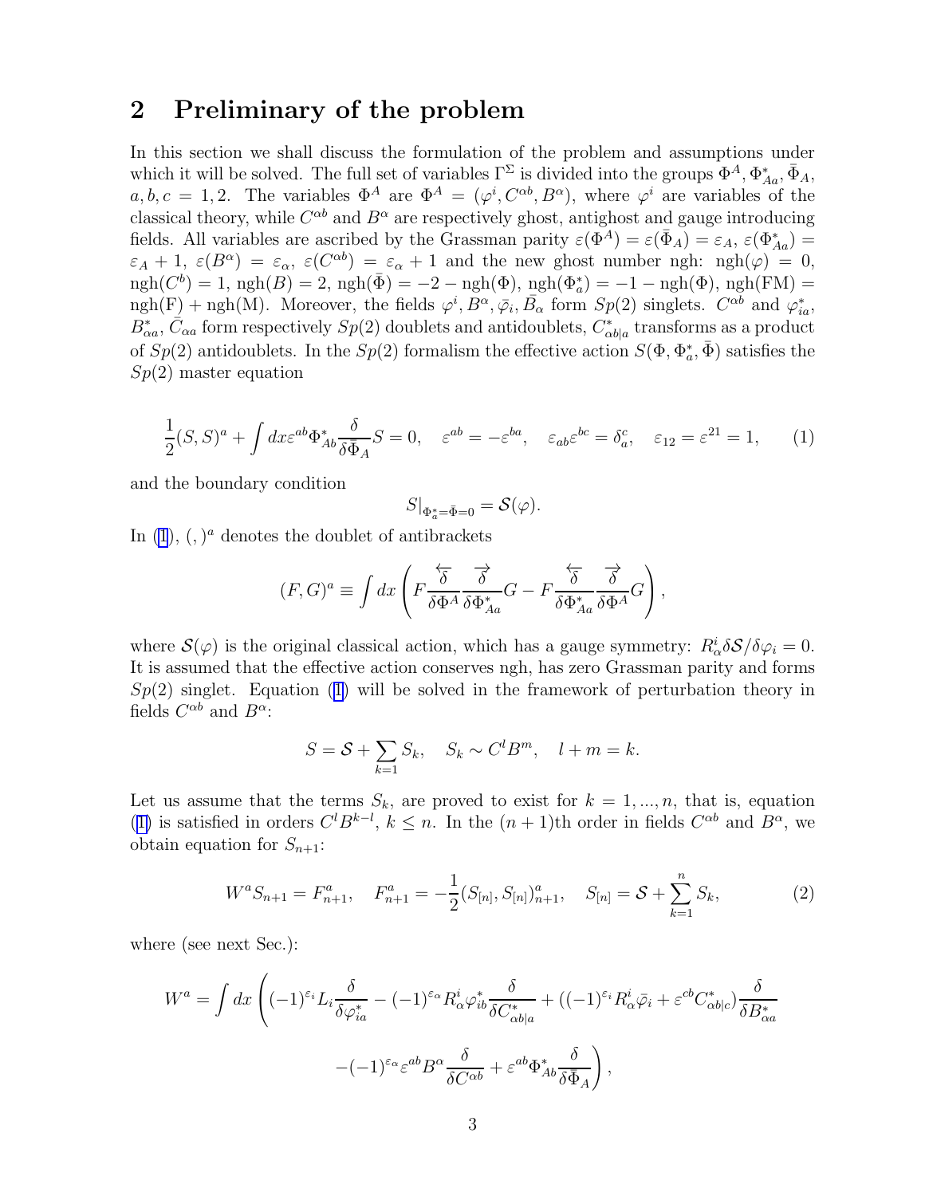## 2 Preliminary of the problem

In this section we shall discuss the formulation of the problem and assumptions under which it will be solved. The full set of variables $\Gamma^\Sigma$ is divided into the groups $\Phi^A$, $\Phi^*_{Aa}$, $\bar{\Phi}_A$, $a, b, c = 1, 2$. The variables $\Phi^A$ are $\Phi^A = (\varphi^i, C^{\alpha b}, B^\alpha)$, where $\varphi^i$ are variables of the classical theory, while $C^{\alpha b}$ and $B^\alpha$ are respectively ghost, antighost and gauge introducing fields. All variables are ascribed by the Grassman parity $\varepsilon(\Phi^A) = \varepsilon(\bar{\Phi}_A) = \varepsilon_A$, $\varepsilon(\Phi^*_{Aa}) = \varepsilon_A + 1$, $\varepsilon(B^\alpha) = \varepsilon_\alpha$, $\varepsilon(C^{\alpha b}) = \varepsilon_\alpha + 1$ and the new ghost number ngh: $\mathrm{ngh}(\varphi) = 0$, $\mathrm{ngh}(C^b) = 1$, $\mathrm{ngh}(B) = 2$, $\mathrm{ngh}(\bar{\Phi}) = -2 - \mathrm{ngh}(\Phi)$, $\mathrm{ngh}(\Phi^*_a) = -1 - \mathrm{ngh}(\Phi)$, $\mathrm{ngh}(\mathrm{FM}) = \mathrm{ngh}(\mathrm{F}) + \mathrm{ngh}(\mathrm{M})$. Moreover, the fields $\varphi^i, B^\alpha, \bar{\varphi}_i, \bar{B}_\alpha$ form $Sp(2)$ singlets. $C^{\alpha b}$ and $\varphi^*_{ia}$, $B^*_{\alpha a}$, $\bar{C}_{\alpha a}$ form respectively $Sp(2)$ doublets and antidoublets, $C^*_{\alpha b|a}$ transforms as a product of $Sp(2)$ antidoublets. In the $Sp(2)$ formalism the effective action $S(\Phi, \Phi^*_a, \bar{\Phi})$ satisfies the $Sp(2)$ master equation

$$
\frac{1}{2}(S,S)^a + \int dx \varepsilon^{ab} \Phi^*_{Ab} \frac{\delta}{\delta \bar{\Phi}_A} S = 0, \quad \varepsilon^{ab} = -\varepsilon^{ba}, \quad \varepsilon_{ab}\varepsilon^{bc} = \delta^c_a, \quad \varepsilon_{12} = \varepsilon^{21} = 1, \tag{1}
$$

and the boundary condition

$$
S|_{\Phi^*_a = \bar{\Phi} = 0} = \mathcal{S}(\varphi).
$$

In (1), $(,)^a$ denotes the doublet of antibrackets

$$
(F,G)^a \equiv \int dx \left( F \frac{\overleftarrow{\delta}}{\delta \Phi^A} \frac{\overrightarrow{\delta}}{\delta \Phi^*_{Aa}} G - F \frac{\overleftarrow{\delta}}{\delta \Phi^*_{Aa}} \frac{\overrightarrow{\delta}}{\delta \Phi^A} G \right),
$$

where $\mathcal{S}(\varphi)$ is the original classical action, which has a gauge symmetry: $R^i_\alpha \delta \mathcal{S}/\delta \varphi_i = 0$. It is assumed that the effective action conserves ngh, has zero Grassman parity and forms $Sp(2)$ singlet. Equation (1) will be solved in the framework of perturbation theory in fields $C^{\alpha b}$ and $B^\alpha$:

$$
S = \mathcal{S} + \sum_{k=1} S_k, \quad S_k \sim C^l B^m, \quad l + m = k.
$$

Let us assume that the terms $S_k$, are proved to exist for $k = 1, ..., n$, that is, equation (1) is satisfied in orders $C^l B^{k-l}$, $k \leq n$. In the $(n+1)$th order in fields $C^{\alpha b}$ and $B^\alpha$, we obtain equation for $S_{n+1}$:

$$
W^a S_{n+1} = F^a_{n+1}, \quad F^a_{n+1} = -\frac{1}{2}(S_{[n]}, S_{[n]})^a_{n+1}, \quad S_{[n]} = \mathcal{S} + \sum_{k=1}^n S_k, \tag{2}
$$

where (see next Sec.):

$$
W^a = \int dx \left( (-1)^{\varepsilon_i} L_i \frac{\delta}{\delta \varphi^*_{ia}} - (-1)^{\varepsilon_\alpha} R^i_\alpha \varphi^*_{ib} \frac{\delta}{\delta C^*_{\alpha b|a}} + ((-1)^{\varepsilon_i} R^i_\alpha \bar{\varphi}_i + \varepsilon^{cb} C^*_{\alpha b|c}) \frac{\delta}{\delta B^*_{\alpha a}} \right.
$$

$$
\left. - (-1)^{\varepsilon_\alpha} \varepsilon^{ab} B^\alpha \frac{\delta}{\delta C^{\alpha b}} + \varepsilon^{ab} \Phi^*_{Ab} \frac{\delta}{\delta \bar{\Phi}_A} \right),
$$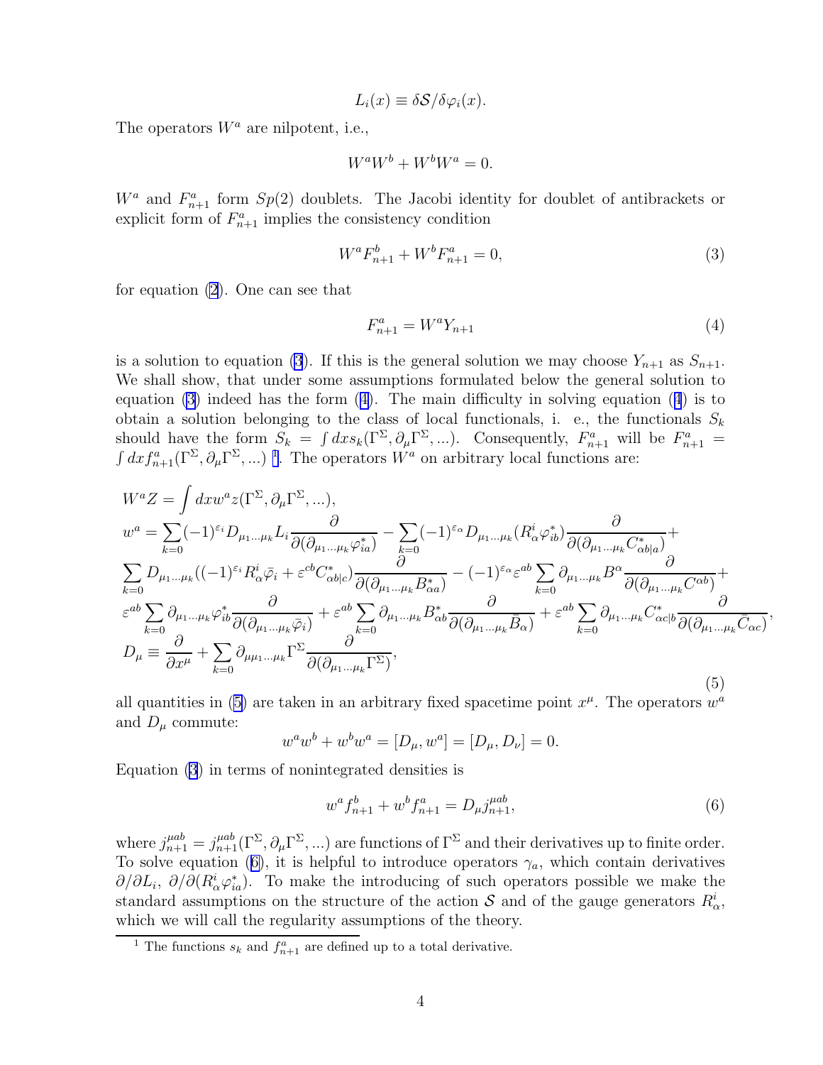$$L_i(x) \equiv \delta\mathcal{S}/\delta\varphi_i(x).$$

The operators $W^a$ are nilpotent, i.e.,

$$W^a W^b + W^b W^a = 0.$$

$W^a$ and $F^a_{n+1}$ form $Sp(2)$ doublets. The Jacobi identity for doublet of antibrackets or explicit form of $F^a_{n+1}$ implies the consistency condition

$$W^a F^b_{n+1} + W^b F^a_{n+1} = 0, \tag{3}$$

for equation (2). One can see that

$$F^a_{n+1} = W^a Y_{n+1} \tag{4}$$

is a solution to equation (3). If this is the general solution we may choose $Y_{n+1}$ as $S_{n+1}$. We shall show, that under some assumptions formulated below the general solution to equation (3) indeed has the form (4). The main difficulty in solving equation (4) is to obtain a solution belonging to the class of local functionals, i. e., the functionals $S_k$ should have the form $S_k = \int dx s_k(\Gamma^\Sigma, \partial_\mu\Gamma^\Sigma, ...)$. Consequently, $F^a_{n+1}$ will be $F^a_{n+1} = \int dx f^a_{n+1}(\Gamma^\Sigma, \partial_\mu\Gamma^\Sigma, ...)$ [1]. The operators $W^a$ on arbitrary local functions are:

$$\begin{aligned}
&W^a Z = \int dx w^a z(\Gamma^\Sigma, \partial_\mu\Gamma^\Sigma, ...), \\
&w^a = \sum_{k=0}(-1)^{\varepsilon_i} D_{\mu_1...\mu_k} L_i \frac{\partial}{\partial(\partial_{\mu_1...\mu_k}\varphi^*_{ia})} - \sum_{k=0}(-1)^{\varepsilon_\alpha} D_{\mu_1...\mu_k}(R^i_\alpha\varphi^*_{ib})\frac{\partial}{\partial(\partial_{\mu_1...\mu_k}C^*_{\alpha b|a})} + \\
&\sum_{k=0} D_{\mu_1...\mu_k}((-1)^{\varepsilon_i}R^i_\alpha\bar{\varphi}_i + \varepsilon^{cb}C^*_{\alpha b|c})\frac{\partial}{\partial(\partial_{\mu_1...\mu_k}B^*_{\alpha a})} - (-1)^{\varepsilon_\alpha}\varepsilon^{ab}\sum_{k=0}\partial_{\mu_1...\mu_k}B^\alpha\frac{\partial}{\partial(\partial_{\mu_1...\mu_k}C^{\alpha b})} + \\
&\varepsilon^{ab}\sum_{k=0}\partial_{\mu_1...\mu_k}\varphi^*_{ib}\frac{\partial}{\partial(\partial_{\mu_1...\mu_k}\bar{\varphi}_i)} + \varepsilon^{ab}\sum_{k=0}\partial_{\mu_1...\mu_k}B^*_{\alpha b}\frac{\partial}{\partial(\partial_{\mu_1...\mu_k}\bar{B}_\alpha)} + \varepsilon^{ab}\sum_{k=0}\partial_{\mu_1...\mu_k}C^*_{\alpha c|b}\frac{\partial}{\partial(\partial_{\mu_1...\mu_k}\bar{C}_{\alpha c})}, \\
&D_\mu \equiv \frac{\partial}{\partial x^\mu} + \sum_{k=0}\partial_{\mu\mu_1...\mu_k}\Gamma^\Sigma\frac{\partial}{\partial(\partial_{\mu_1...\mu_k}\Gamma^\Sigma)},
\end{aligned} \tag{5}$$

all quantities in (5) are taken in an arbitrary fixed spacetime point $x^\mu$. The operators $w^a$ and $D_\mu$ commute:

$$w^a w^b + w^b w^a = [D_\mu, w^a] = [D_\mu, D_\nu] = 0.$$

Equation (3) in terms of nonintegrated densities is

$$w^a f^b_{n+1} + w^b f^a_{n+1} = D_\mu j^{\mu ab}_{n+1}, \tag{6}$$

where $j^{\mu ab}_{n+1} = j^{\mu ab}_{n+1}(\Gamma^\Sigma, \partial_\mu\Gamma^\Sigma, ...)$ are functions of $\Gamma^\Sigma$ and their derivatives up to finite order. To solve equation (6), it is helpful to introduce operators $\gamma_a$, which contain derivatives $\partial/\partial L_i$, $\partial/\partial(R^i_\alpha\varphi^*_{ia})$. To make the introducing of such operators possible we make the standard assumptions on the structure of the action $\mathcal{S}$ and of the gauge generators $R^i_\alpha$, which we will call the regularity assumptions of the theory.

---

[1] The functions $s_k$ and $f^a_{n+1}$ are defined up to a total derivative.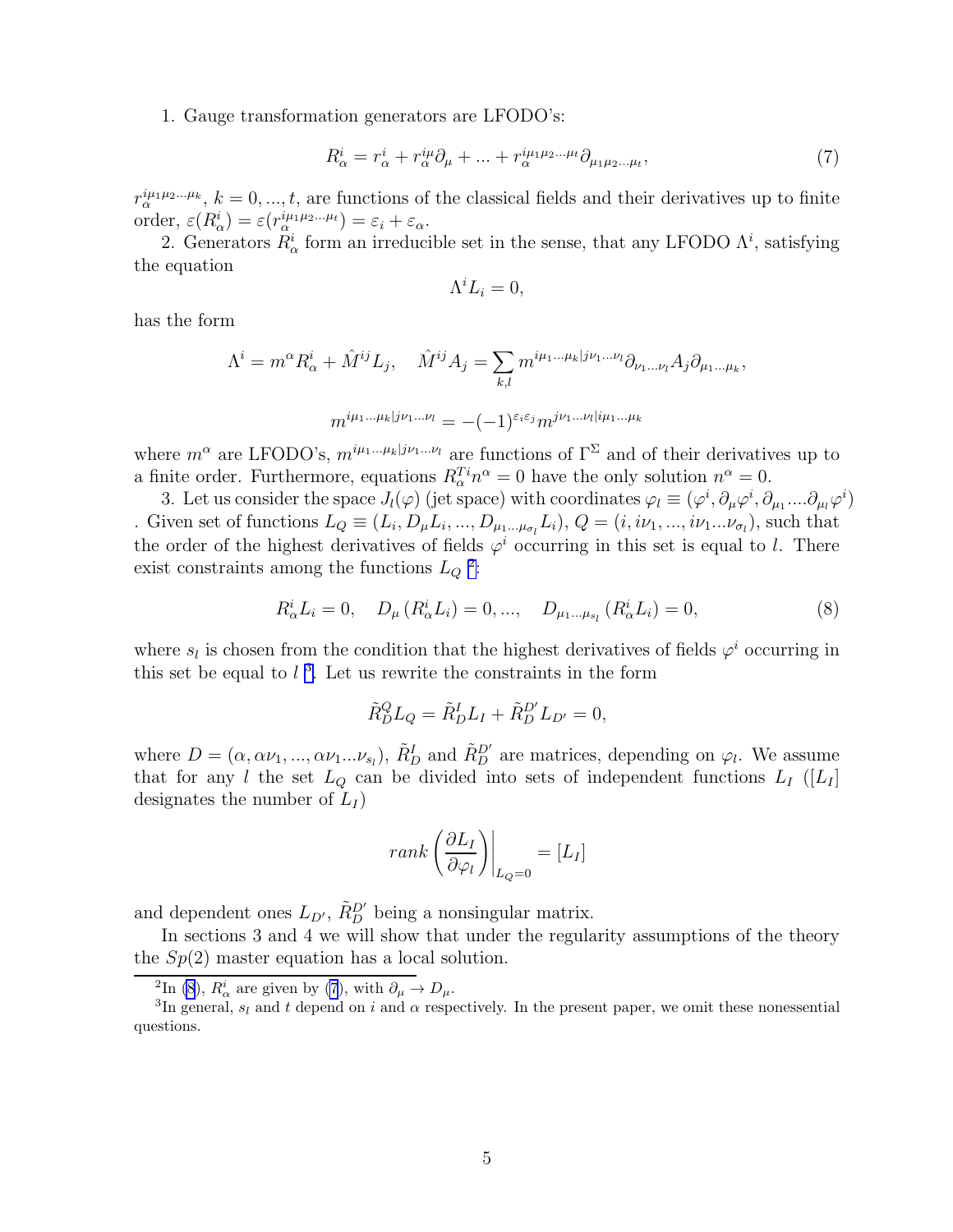1. Gauge transformation generators are LFODO's:

$$R^i_\alpha = r^i_\alpha + r^{i\mu}_\alpha \partial_\mu + ... + r^{i\mu_1\mu_2...\mu_t}_\alpha \partial_{\mu_1\mu_2...\mu_t}, \tag{7}$$

$r^{i\mu_1\mu_2...\mu_k}_\alpha$, $k = 0, ..., t$, are functions of the classical fields and their derivatives up to finite order, $\varepsilon(R^i_\alpha) = \varepsilon(r^{i\mu_1\mu_2...\mu_t}_\alpha) = \varepsilon_i + \varepsilon_\alpha$.

2. Generators $R^i_\alpha$ form an irreducible set in the sense, that any LFODO $\Lambda^i$, satisfying the equation

$$\Lambda^i L_i = 0,$$

has the form

$$\Lambda^i = m^\alpha R^i_\alpha + \hat{M}^{ij} L_j, \quad \hat{M}^{ij} A_j = \sum_{k,l} m^{i\mu_1...\mu_k|j\nu_1...\nu_l} \partial_{\nu_1...\nu_l} A_j \partial_{\mu_1...\mu_k},$$

$$m^{i\mu_1...\mu_k|j\nu_1...\nu_l} = -(-1)^{\varepsilon_i\varepsilon_j} m^{j\nu_1...\nu_l|i\mu_1...\mu_k}$$

where $m^\alpha$ are LFODO's, $m^{i\mu_1...\mu_k|j\nu_1...\nu_l}$ are functions of $\Gamma^\Sigma$ and of their derivatives up to a finite order. Furthermore, equations $R^{Ti}_\alpha n^\alpha = 0$ have the only solution $n^\alpha = 0$.

3. Let us consider the space $J_l(\varphi)$ (jet space) with coordinates $\varphi_l \equiv (\varphi^i, \partial_\mu\varphi^i, \partial_{\mu_1}....\partial_{\mu_l}\varphi^i)$ . Given set of functions $L_Q \equiv (L_i, D_\mu L_i, ..., D_{\mu_1...\mu_{\sigma_l}} L_i)$, $Q = (i, i\nu_1, ..., i\nu_1...\nu_{\sigma_l})$, such that the order of the highest derivatives of fields $\varphi^i$ occurring in this set is equal to $l$. There exist constraints among the functions $L_Q$ [2]:

$$R^i_\alpha L_i = 0, \quad D_\mu \left(R^i_\alpha L_i\right) = 0, ..., \quad D_{\mu_1...\mu_{s_l}} \left(R^i_\alpha L_i\right) = 0, \tag{8}$$

where $s_l$ is chosen from the condition that the highest derivatives of fields $\varphi^i$ occurring in this set be equal to $l$ [3]. Let us rewrite the constraints in the form

$$\tilde{R}^Q_D L_Q = \tilde{R}^I_D L_I + \tilde{R}^{D'}_D L_{D'} = 0,$$

where $D = (\alpha, \alpha\nu_1, ..., \alpha\nu_1...\nu_{s_l})$, $\tilde{R}^I_D$ and $\tilde{R}^{D'}_D$ are matrices, depending on $\varphi_l$. We assume that for any $l$ the set $L_Q$ can be divided into sets of independent functions $L_I$ ($[L_I]$ designates the number of $L_I$)

$$rank \left(\frac{\partial L_I}{\partial \varphi_l}\right)\bigg|_{L_Q=0} = [L_I]$$

and dependent ones $L_{D'}$, $\tilde{R}^{D'}_D$ being a nonsingular matrix.

In sections 3 and 4 we will show that under the regularity assumptions of the theory the $Sp(2)$ master equation has a local solution.

---

[2] In (8), $R^i_\alpha$ are given by (7), with $\partial_\mu \to D_\mu$.

[3] In general, $s_l$ and $t$ depend on $i$ and $\alpha$ respectively. In the present paper, we omit these nonessential questions.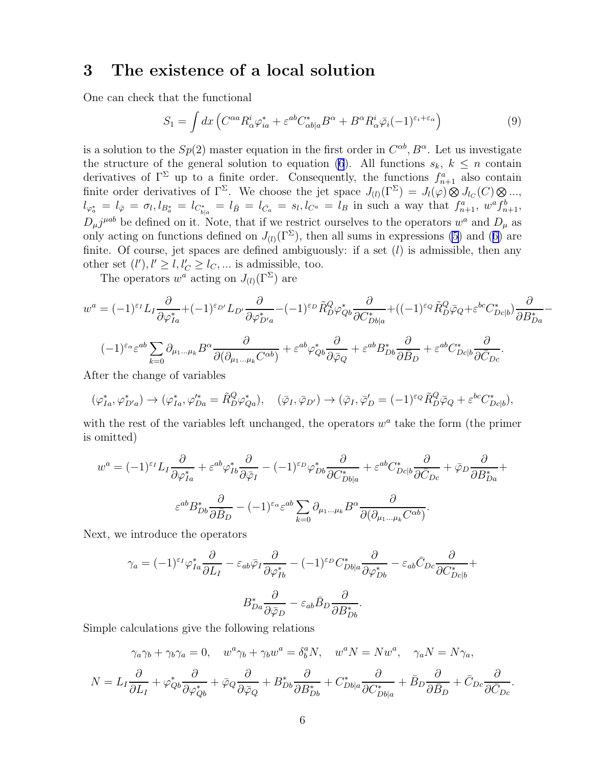## 3 The existence of a local solution

One can check that the functional

$$S_1 = \int dx \left( C^{\alpha a} R^i_\alpha \varphi^*_{ia} + \varepsilon^{ab} C^*_{\alpha b|a} B^\alpha + B^\alpha R^i_\alpha \bar{\varphi}_i (-1)^{\varepsilon_i + \varepsilon_\alpha} \right) \tag{9}$$

is a solution to the $Sp(2)$ master equation in the first order in $C^{\alpha b}, B^\alpha$. Let us investigate the structure of the general solution to equation (6). All functions $s_k$, $k \leq n$ contain derivatives of $\Gamma^\Sigma$ up to a finite order. Consequently, the functions $f^a_{n+1}$ also contain finite order derivatives of $\Gamma^\Sigma$. We choose the jet space $J_{(l)}(\Gamma^\Sigma) = J_l(\varphi) \bigotimes J_{l_C}(C) \bigotimes ...$, $l_{\varphi^*_a} = l_{\bar{\varphi}} = \sigma_l, l_{B^*_a} = l_{C^*_{b|a}} = l_{\bar{B}} = l_{\bar{C}_a} = s_l, l_{C^a} = l_B$ in such a way that $f^a_{n+1}$, $w^a f^b_{n+1}$, $D_\mu j^{\mu ab}$ be defined on it. Note, that if we restrict ourselves to the operators $w^a$ and $D_\mu$ as only acting on functions defined on $J_{(l)}(\Gamma^\Sigma)$, then all sums in expressions (5) and (6) are finite. Of course, jet spaces are defined ambiguously: if a set $(l)$ is admissible, then any other set $(l'), l' \geq l, l'_C \geq l_C, ...$ is admissible, too.

The operators $w^a$ acting on $J_{(l)}(\Gamma^\Sigma)$ are

$$w^a = (-1)^{\varepsilon_I} L_I \frac{\partial}{\partial \varphi^*_{Ia}} + (-1)^{\varepsilon_{D'}} L_{D'} \frac{\partial}{\partial \varphi^*_{D'a}} - (-1)^{\varepsilon_D} \tilde{R}^Q_D \varphi^*_{Qb} \frac{\partial}{\partial C^*_{Db|a}} + ((-1)^{\varepsilon_Q} \tilde{R}^Q_D \bar{\varphi}_Q + \varepsilon^{bc} C^*_{Dc|b}) \frac{\partial}{\partial B^*_{Da}} -$$

$$(-1)^{\varepsilon_\alpha} \varepsilon^{ab} \sum_{k=0} \partial_{\mu_1 ... \mu_k} B^\alpha \frac{\partial}{\partial(\partial_{\mu_1 ... \mu_k} C^{\alpha b})} + \varepsilon^{ab} \varphi^*_{Qb} \frac{\partial}{\partial \bar{\varphi}_Q} + \varepsilon^{ab} B^*_{Db} \frac{\partial}{\partial \bar{B}_D} + \varepsilon^{ab} C^*_{Dc|b} \frac{\partial}{\partial \bar{C}_{Dc}}.$$

After the change of variables

$$(\varphi^*_{Ia}, \varphi^*_{D'a}) \to (\varphi^*_{Ia}, \varphi'^*_{Da} = \tilde{R}^Q_D \varphi^*_{Qa}), \quad (\bar{\varphi}_I, \bar{\varphi}_{D'}) \to (\bar{\varphi}_I, \bar{\varphi}'_D = (-1)^{\varepsilon_Q} \tilde{R}^Q_D \bar{\varphi}_Q + \varepsilon^{bc} C^*_{Dc|b}),$$

with the rest of the variables left unchanged, the operators $w^a$ take the form (the primer is omitted)

$$w^a = (-1)^{\varepsilon_I} L_I \frac{\partial}{\partial \varphi^*_{Ia}} + \varepsilon^{ab} \varphi^*_{Ib} \frac{\partial}{\partial \bar{\varphi}_I} - (-1)^{\varepsilon_D} \varphi^*_{Db} \frac{\partial}{\partial C^*_{Db|a}} + \varepsilon^{ab} C^*_{Dc|b} \frac{\partial}{\partial \bar{C}_{Dc}} + \bar{\varphi}_D \frac{\partial}{\partial B^*_{Da}} +$$

$$\varepsilon^{ab} B^*_{Db} \frac{\partial}{\partial \bar{B}_D} - (-1)^{\varepsilon_\alpha} \varepsilon^{ab} \sum_{k=0} \partial_{\mu_1 ... \mu_k} B^\alpha \frac{\partial}{\partial(\partial_{\mu_1 ... \mu_k} C^{\alpha b})}.$$

Next, we introduce the operators

$$\gamma_a = (-1)^{\varepsilon_I} \varphi^*_{Ia} \frac{\partial}{\partial L_I} - \varepsilon_{ab} \bar{\varphi}_I \frac{\partial}{\partial \varphi^*_{Ib}} - (-1)^{\varepsilon_D} C^*_{Db|a} \frac{\partial}{\partial \varphi^*_{Db}} - \varepsilon_{ab} \bar{C}_{Dc} \frac{\partial}{\partial C^*_{Dc|b}} +$$

$$B^*_{Da} \frac{\partial}{\partial \bar{\varphi}_D} - \varepsilon_{ab} \bar{B}_D \frac{\partial}{\partial B^*_{Db}}.$$

Simple calculations give the following relations

$$\gamma_a \gamma_b + \gamma_b \gamma_a = 0, \quad w^a \gamma_b + \gamma_b w^a = \delta^a_b N, \quad w^a N = N w^a, \quad \gamma_a N = N \gamma_a,$$

$$N = L_I \frac{\partial}{\partial L_I} + \varphi^*_{Qb} \frac{\partial}{\partial \varphi^*_{Qb}} + \bar{\varphi}_Q \frac{\partial}{\partial \bar{\varphi}_Q} + B^*_{Db} \frac{\partial}{\partial B^*_{Db}} + C^*_{Db|a} \frac{\partial}{\partial C^*_{Db|a}} + \bar{B}_D \frac{\partial}{\partial \bar{B}_D} + \bar{C}_{Dc} \frac{\partial}{\partial \bar{C}_{Dc}}.$$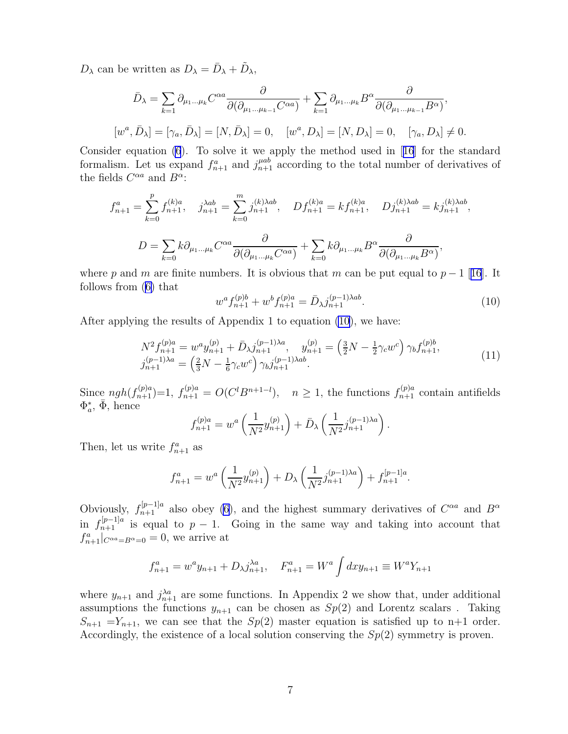$D_\lambda$ can be written as $D_\lambda = \bar{D}_\lambda + \tilde{D}_\lambda$,

$$\bar{D}_\lambda = \sum_{k=1} \partial_{\mu_1 \dots \mu_k} C^{\alpha a} \frac{\partial}{\partial(\partial_{\mu_1 \dots \mu_{k-1}} C^{\alpha a})} + \sum_{k=1} \partial_{\mu_1 \dots \mu_k} B^{\alpha} \frac{\partial}{\partial(\partial_{\mu_1 \dots \mu_{k-1}} B^{\alpha})},$$

$$[w^a, \bar{D}_\lambda] = [\gamma_a, \bar{D}_\lambda] = [N, \bar{D}_\lambda] = 0, \quad [w^a, D_\lambda] = [N, D_\lambda] = 0, \quad [\gamma_a, D_\lambda] \neq 0.$$

Consider equation (6). To solve it we apply the method used in [16] for the standard formalism. Let us expand $f^a_{n+1}$ and $j^{\mu ab}_{n+1}$ according to the total number of derivatives of the fields $C^{\alpha a}$ and $B^\alpha$:

$$f^a_{n+1} = \sum_{k=0}^{p} f^{(k)a}_{n+1}, \quad j^{\lambda ab}_{n+1} = \sum_{k=0}^{m} j^{(k)\lambda ab}_{n+1}, \quad D f^{(k)a}_{n+1} = k f^{(k)a}_{n+1}, \quad D j^{(k)\lambda ab}_{n+1} = k j^{(k)\lambda ab}_{n+1},$$

$$D = \sum_{k=0} k \partial_{\mu_1 \dots \mu_k} C^{\alpha a} \frac{\partial}{\partial(\partial_{\mu_1 \dots \mu_k} C^{\alpha a})} + \sum_{k=0} k \partial_{\mu_1 \dots \mu_k} B^{\alpha} \frac{\partial}{\partial(\partial_{\mu_1 \dots \mu_k} B^{\alpha})},$$

where $p$ and $m$ are finite numbers. It is obvious that $m$ can be put equal to $p-1$ [16]. It follows from (6) that

$$w^a f^{(p)b}_{n+1} + w^b f^{(p)a}_{n+1} = \bar{D}_\lambda j^{(p-1)\lambda ab}_{n+1}. \tag{10}$$

After applying the results of Appendix 1 to equation (10), we have:

$$\begin{array}{l} N^2 f^{(p)a}_{n+1} = w^a y^{(p)}_{n+1} + \bar{D}_\lambda j^{(p-1)\lambda a}_{n+1}, \quad y^{(p)}_{n+1} = \left(\frac{3}{2}N - \frac{1}{2}\gamma_c w^c\right) \gamma_b f^{(p)b}_{n+1}, \\ j^{(p-1)\lambda a}_{n+1} = \left(\frac{2}{3}N - \frac{1}{6}\gamma_c w^c\right) \gamma_b j^{(p-1)\lambda ab}_{n+1}. \end{array} \tag{11}$$

Since $ngh(f^{(p)a}_{n+1})$=1, $f^{(p)a}_{n+1} = O(C^l B^{n+1-l}), \quad n \geq 1$, the functions $f^{(p)a}_{n+1}$ contain antifields $\Phi^*_a$, $\bar{\Phi}$, hence

$$f^{(p)a}_{n+1} = w^a \left(\frac{1}{N^2} y^{(p)}_{n+1}\right) + \bar{D}_\lambda \left(\frac{1}{N^2} j^{(p-1)\lambda a}_{n+1}\right).$$

Then, let us write $f^a_{n+1}$ as

$$f^a_{n+1} = w^a \left(\frac{1}{N^2} y^{(p)}_{n+1}\right) + D_\lambda \left(\frac{1}{N^2} j^{(p-1)\lambda a}_{n+1}\right) + f^{[p-1]a}_{n+1}.$$

Obviously, $f^{[p-1]a}_{n+1}$ also obey (6), and the highest summary derivatives of $C^{\alpha a}$ and $B^\alpha$ in $f^{[p-1]a}_{n+1}$ is equal to $p-1$. Going in the same way and taking into account that $f^a_{n+1}|_{C^{\alpha a} = B^\alpha = 0} = 0$, we arrive at

$$f^a_{n+1} = w^a y_{n+1} + D_\lambda j^{\lambda a}_{n+1}, \quad F^a_{n+1} = W^a \int dx y_{n+1} \equiv W^a Y_{n+1}$$

where $y_{n+1}$ and $j^{\lambda a}_{n+1}$ are some functions. In Appendix 2 we show that, under additional assumptions the functions $y_{n+1}$ can be chosen as $Sp(2)$ and Lorentz scalars . Taking $S_{n+1}$ =$Y_{n+1}$, we can see that the $Sp(2)$ master equation is satisfied up to n+1 order. Accordingly, the existence of a local solution conserving the $Sp(2)$ symmetry is proven.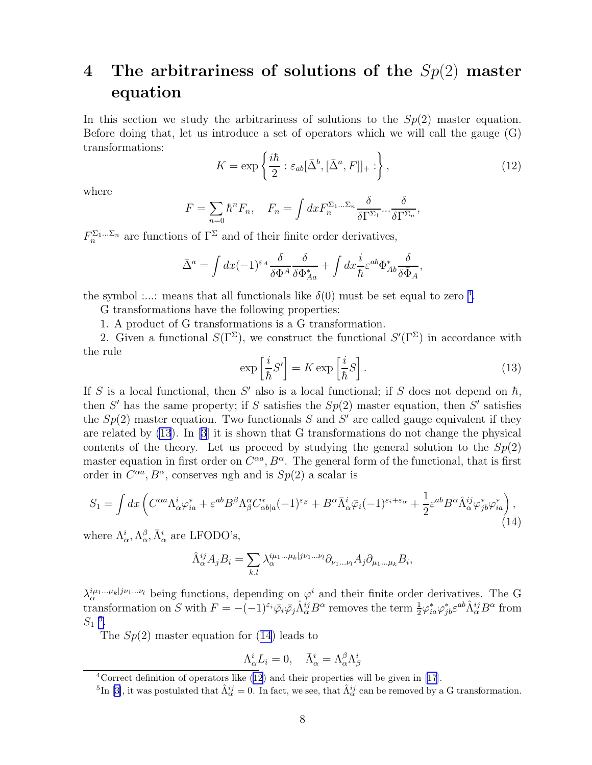# 4 The arbitrariness of solutions of the $Sp(2)$ master equation

In this section we study the arbitrariness of solutions to the $Sp(2)$ master equation. Before doing that, let us introduce a set of operators which we will call the gauge (G) transformations:

$$K = \exp\left\{\frac{i\hbar}{2} : \varepsilon_{ab}[\bar{\Delta}^b, [\bar{\Delta}^a, F]]_+ :\right\}, \tag{12}$$

where

$$F = \sum_{n=0} \hbar^n F_n, \quad F_n = \int dx F_n^{\Sigma_1 \ldots \Sigma_n} \frac{\delta}{\delta \Gamma^{\Sigma_1}} \cdots \frac{\delta}{\delta \Gamma^{\Sigma_n}},$$

$F_n^{\Sigma_1 \ldots \Sigma_n}$ are functions of $\Gamma^\Sigma$ and of their finite order derivatives,

$$\bar{\Delta}^a = \int dx (-1)^{\varepsilon_A} \frac{\delta}{\delta \Phi^A} \frac{\delta}{\delta \Phi^*_{Aa}} + \int dx \frac{i}{\hbar} \varepsilon^{ab} \Phi^*_{Ab} \frac{\delta}{\delta \bar{\Phi}_A},$$

the symbol :...: means that all functionals like $\delta(0)$ must be set equal to zero [4].

G transformations have the following properties:

1. A product of G transformations is a G transformation.

2. Given a functional $S(\Gamma^\Sigma)$, we construct the functional $S'(\Gamma^\Sigma)$ in accordance with the rule

$$\exp\left[\frac{i}{\hbar} S'\right] = K \exp\left[\frac{i}{\hbar} S\right]. \tag{13}$$

If $S$ is a local functional, then $S'$ also is a local functional; if $S$ does not depend on $\hbar$, then $S'$ has the same property; if $S$ satisfies the $Sp(2)$ master equation, then $S'$ satisfies the $Sp(2)$ master equation. Two functionals $S$ and $S'$ are called gauge equivalent if they are related by (13). In [3] it is shown that G transformations do not change the physical contents of the theory. Let us proceed by studying the general solution to the $Sp(2)$ master equation in first order on $C^{\alpha a}, B^\alpha$. The general form of the functional, that is first order in $C^{\alpha a}, B^\alpha$, conserves ngh and is $Sp(2)$ a scalar is

$$S_1 = \int dx \left( C^{\alpha a} \Lambda^i_\alpha \varphi^*_{ia} + \varepsilon^{ab} B^\beta \Lambda^\alpha_\beta C^*_{\alpha b|a} (-1)^{\varepsilon_\beta} + B^\alpha \bar{\Lambda}^i_\alpha \bar{\varphi}_i (-1)^{\varepsilon_i + \varepsilon_\alpha} + \frac{1}{2} \varepsilon^{ab} B^\alpha \hat{\Lambda}^{ij}_\alpha \varphi^*_{jb} \varphi^*_{ia} \right), \tag{14}$$

where $\Lambda^i_\alpha, \Lambda^\beta_\alpha, \bar{\Lambda}^i_\alpha$ are LFODO's,

$$\hat{\Lambda}^{ij}_\alpha A_j B_i = \sum_{k,l} \lambda_\alpha^{i\mu_1 \ldots \mu_k | j\nu_1 \ldots \nu_l} \partial_{\nu_1 \ldots \nu_l} A_j \partial_{\mu_1 \ldots \mu_k} B_i,$$

$\lambda_\alpha^{i\mu_1 \ldots \mu_k | j\nu_1 \ldots \nu_l}$ being functions, depending on $\varphi^i$ and their finite order derivatives. The G transformation on $S$ with $F = -(-1)^{\varepsilon_i} \bar{\varphi}_i \bar{\varphi}_j \hat{\Lambda}^{ij}_\alpha B^\alpha$ removes the term $\frac{1}{2} \varphi^*_{ia} \varphi^*_{jb} \varepsilon^{ab} \hat{\Lambda}^{ij}_\alpha B^\alpha$ from $S_1$ [5].

The $Sp(2)$ master equation for (14) leads to

$$\Lambda^i_\alpha L_i = 0, \quad \bar{\Lambda}^i_\alpha = \Lambda^\beta_\alpha \Lambda^i_\beta$$

---

[4] Correct definition of operators like (12) and their properties will be given in [17].

[5] In [3], it was postulated that $\hat{\Lambda}^{ij}_\alpha = 0$. In fact, we see, that $\hat{\Lambda}^{ij}_\alpha$ can be removed by a G transformation.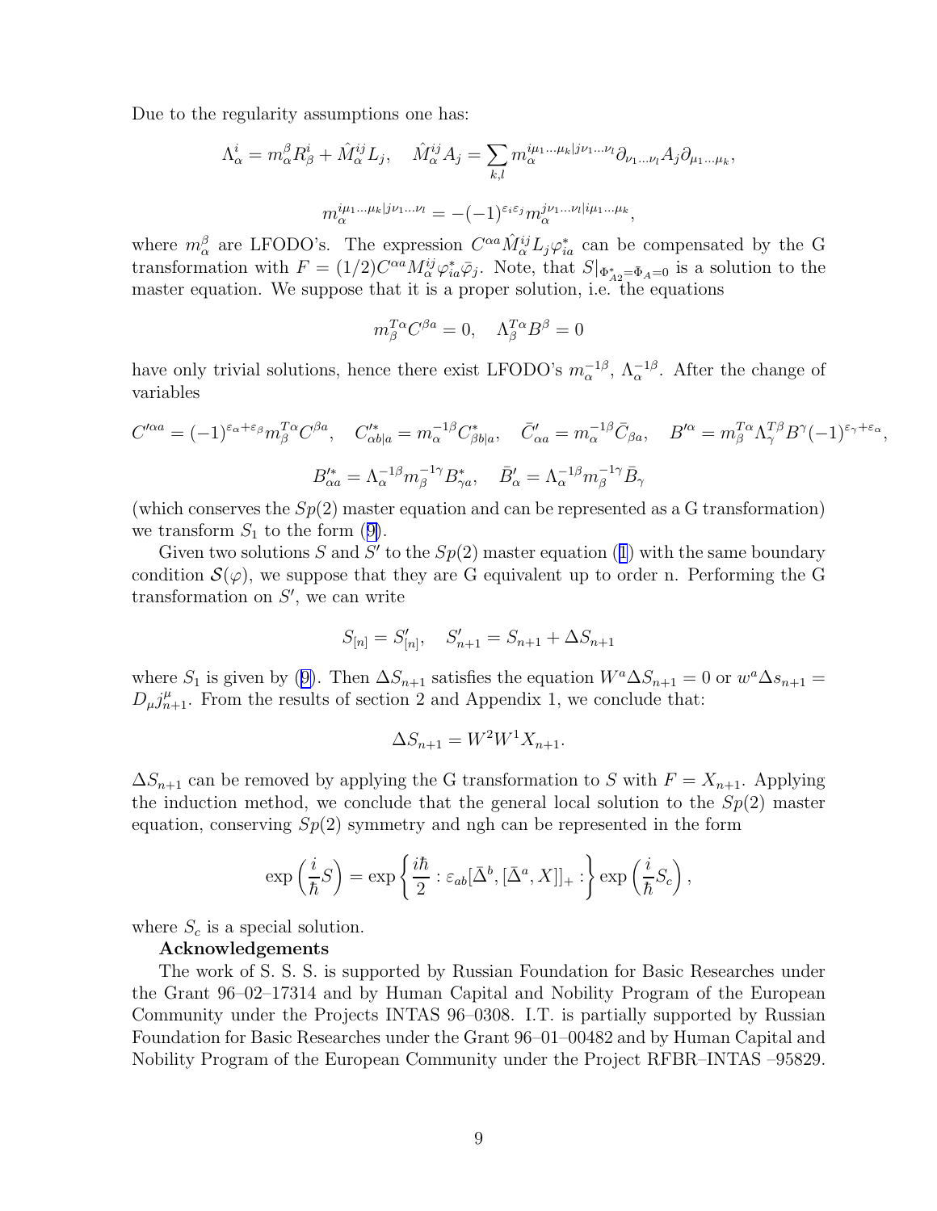Due to the regularity assumptions one has:

$$\Lambda^i_\alpha = m^\beta_\alpha R^i_\beta + \hat{M}^{ij}_\alpha L_j, \quad \hat{M}^{ij}_\alpha A_j = \sum_{k,l} m^{i\mu_1\ldots\mu_k|j\nu_1\ldots\nu_l}_\alpha \partial_{\nu_1\ldots\nu_l} A_j \partial_{\mu_1\ldots\mu_k},$$

$$m^{i\mu_1\ldots\mu_k|j\nu_1\ldots\nu_l}_\alpha = -(-1)^{\varepsilon_i\varepsilon_j} m^{j\nu_1\ldots\nu_l|i\mu_1\ldots\mu_k}_\alpha,$$

where $m^\beta_\alpha$ are LFODO's. The expression $C^{\alpha a}\hat{M}^{ij}_\alpha L_j \varphi^*_{ia}$ can be compensated by the G transformation with $F = (1/2)C^{\alpha a} M^{ij}_\alpha \varphi^*_{ia}\bar{\varphi}_j$. Note, that $S|_{\Phi^*_{A2}=\Phi_A=0}$ is a solution to the master equation. We suppose that it is a proper solution, i.e. the equations

$$m^{T\alpha}_\beta C^{\beta a} = 0, \quad \Lambda^{T\alpha}_\beta B^\beta = 0$$

have only trivial solutions, hence there exist LFODO's $m^{-1\beta}_\alpha$, $\Lambda^{-1\beta}_\alpha$. After the change of variables

$$C'^{\alpha a} = (-1)^{\varepsilon_\alpha+\varepsilon_\beta} m^{T\alpha}_\beta C^{\beta a}, \quad C'^*_{\alpha b|a} = m^{-1\beta}_\alpha C^*_{\beta b|a}, \quad \bar{C}'_{\alpha a} = m^{-1\beta}_\alpha \bar{C}_{\beta a}, \quad B'^\alpha = m^{T\alpha}_\beta \Lambda^{T\beta}_\gamma B^\gamma (-1)^{\varepsilon_\gamma+\varepsilon_\alpha},$$

$$B'^*_{\alpha a} = \Lambda^{-1\beta}_\alpha m^{-1\gamma}_\beta B^*_{\gamma a}, \quad \bar{B}'_\alpha = \Lambda^{-1\beta}_\alpha m^{-1\gamma}_\beta \bar{B}_\gamma$$

(which conserves the $Sp(2)$ master equation and can be represented as a G transformation) we transform $S_1$ to the form (9).

Given two solutions $S$ and $S'$ to the $Sp(2)$ master equation (1) with the same boundary condition $\mathcal{S}(\varphi)$, we suppose that they are G equivalent up to order n. Performing the G transformation on $S'$, we can write

$$S_{[n]} = S'_{[n]}, \quad S'_{n+1} = S_{n+1} + \Delta S_{n+1}$$

where $S_1$ is given by (9). Then $\Delta S_{n+1}$ satisfies the equation $W^a \Delta S_{n+1} = 0$ or $w^a \Delta s_{n+1} = D_\mu j^\mu_{n+1}$. From the results of section 2 and Appendix 1, we conclude that:

$$\Delta S_{n+1} = W^2 W^1 X_{n+1}.$$

$\Delta S_{n+1}$ can be removed by applying the G transformation to $S$ with $F = X_{n+1}$. Applying the induction method, we conclude that the general local solution to the $Sp(2)$ master equation, conserving $Sp(2)$ symmetry and ngh can be represented in the form

$$\exp\left(\frac{i}{\hbar}S\right) = \exp\left\{\frac{i\hbar}{2} : \varepsilon_{ab}[\bar{\Delta}^b, [\bar{\Delta}^a, X]]_+ :\right\} \exp\left(\frac{i}{\hbar}S_c\right),$$

where $S_c$ is a special solution.

**Acknowledgements**

The work of S. S. S. is supported by Russian Foundation for Basic Researches under the Grant 96–02–17314 and by Human Capital and Nobility Program of the European Community under the Projects INTAS 96–0308. I.T. is partially supported by Russian Foundation for Basic Researches under the Grant 96–01–00482 and by Human Capital and Nobility Program of the European Community under the Project RFBR–INTAS –95829.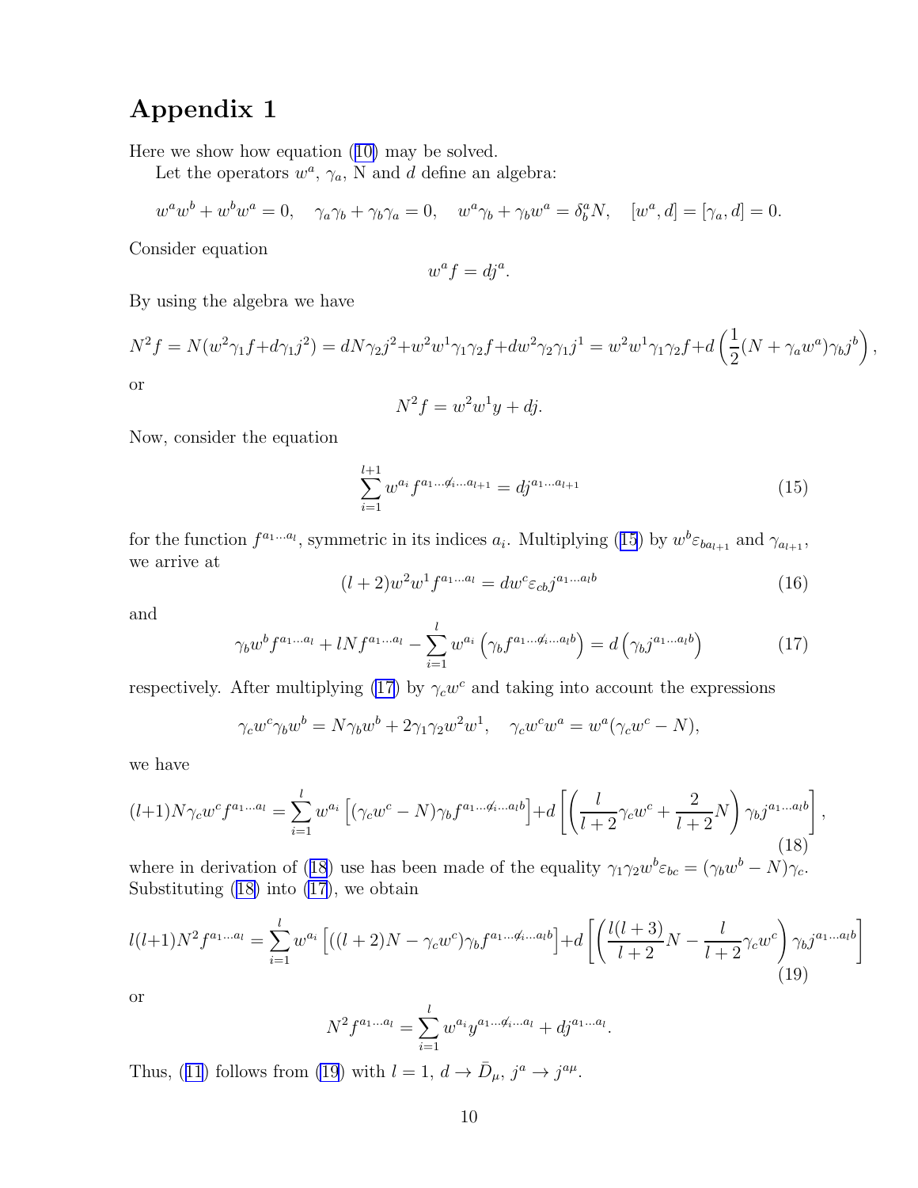# Appendix 1

Here we show how equation (10) may be solved.

Let the operators $w^a$, $\gamma_a$, N and $d$ define an algebra:

$$w^a w^b + w^b w^a = 0, \quad \gamma_a \gamma_b + \gamma_b \gamma_a = 0, \quad w^a \gamma_b + \gamma_b w^a = \delta^a_b N, \quad [w^a, d] = [\gamma_a, d] = 0.$$

Consider equation

$$w^a f = d j^a.$$

By using the algebra we have

$$N^2 f = N(w^2 \gamma_1 f + d\gamma_1 j^2) = dN\gamma_2 j^2 + w^2 w^1 \gamma_1 \gamma_2 f + d w^2 \gamma_2 \gamma_1 j^1 = w^2 w^1 \gamma_1 \gamma_2 f + d\left(\frac{1}{2}(N + \gamma_a w^a)\gamma_b j^b\right),$$

or

$$N^2 f = w^2 w^1 y + dj.$$

Now, consider the equation

$$\sum_{i=1}^{l+1} w^{a_i} f^{a_1 \ldots \not{a}_i \ldots a_{l+1}} = d j^{a_1 \ldots a_{l+1}} \tag{15}$$

for the function $f^{a_1 \ldots a_l}$, symmetric in its indices $a_i$. Multiplying (15) by $w^b \varepsilon_{b a_{l+1}}$ and $\gamma_{a_{l+1}}$, we arrive at

$$(l+2) w^2 w^1 f^{a_1 \ldots a_l} = d w^c \varepsilon_{cb} j^{a_1 \ldots a_l b} \tag{16}$$

and

$$\gamma_b w^b f^{a_1 \ldots a_l} + lN f^{a_1 \ldots a_l} - \sum_{i=1}^{l} w^{a_i}\left(\gamma_b f^{a_1 \ldots \not{a}_i \ldots a_l b}\right) = d\left(\gamma_b j^{a_1 \ldots a_l b}\right) \tag{17}$$

respectively. After multiplying (17) by $\gamma_c w^c$ and taking into account the expressions

$$\gamma_c w^c \gamma_b w^b = N \gamma_b w^b + 2\gamma_1 \gamma_2 w^2 w^1, \quad \gamma_c w^c w^a = w^a(\gamma_c w^c - N),$$

we have

$$(l+1) N \gamma_c w^c f^{a_1 \ldots a_l} = \sum_{i=1}^{l} w^{a_i}\left[(\gamma_c w^c - N)\gamma_b f^{a_1 \ldots \not{a}_i \ldots a_l b}\right] + d\left[\left(\frac{l}{l+2}\gamma_c w^c + \frac{2}{l+2} N\right)\gamma_b j^{a_1 \ldots a_l b}\right], \tag{18}$$

where in derivation of (18) use has been made of the equality $\gamma_1 \gamma_2 w^b \varepsilon_{bc} = (\gamma_b w^b - N)\gamma_c$. Substituting (18) into (17), we obtain

$$l(l+1) N^2 f^{a_1 \ldots a_l} = \sum_{i=1}^{l} w^{a_i}\left[((l+2)N - \gamma_c w^c)\gamma_b f^{a_1 \ldots \not{a}_i \ldots a_l b}\right] + d\left[\left(\frac{l(l+3)}{l+2} N - \frac{l}{l+2}\gamma_c w^c\right)\gamma_b j^{a_1 \ldots a_l b}\right] \tag{19}$$

or

$$N^2 f^{a_1 \ldots a_l} = \sum_{i=1}^{l} w^{a_i} y^{a_1 \ldots \not{a}_i \ldots a_l} + d j^{a_1 \ldots a_l}.$$

Thus, (11) follows from (19) with $l = 1$, $d \to \bar{D}_\mu$, $j^a \to j^{a\mu}$.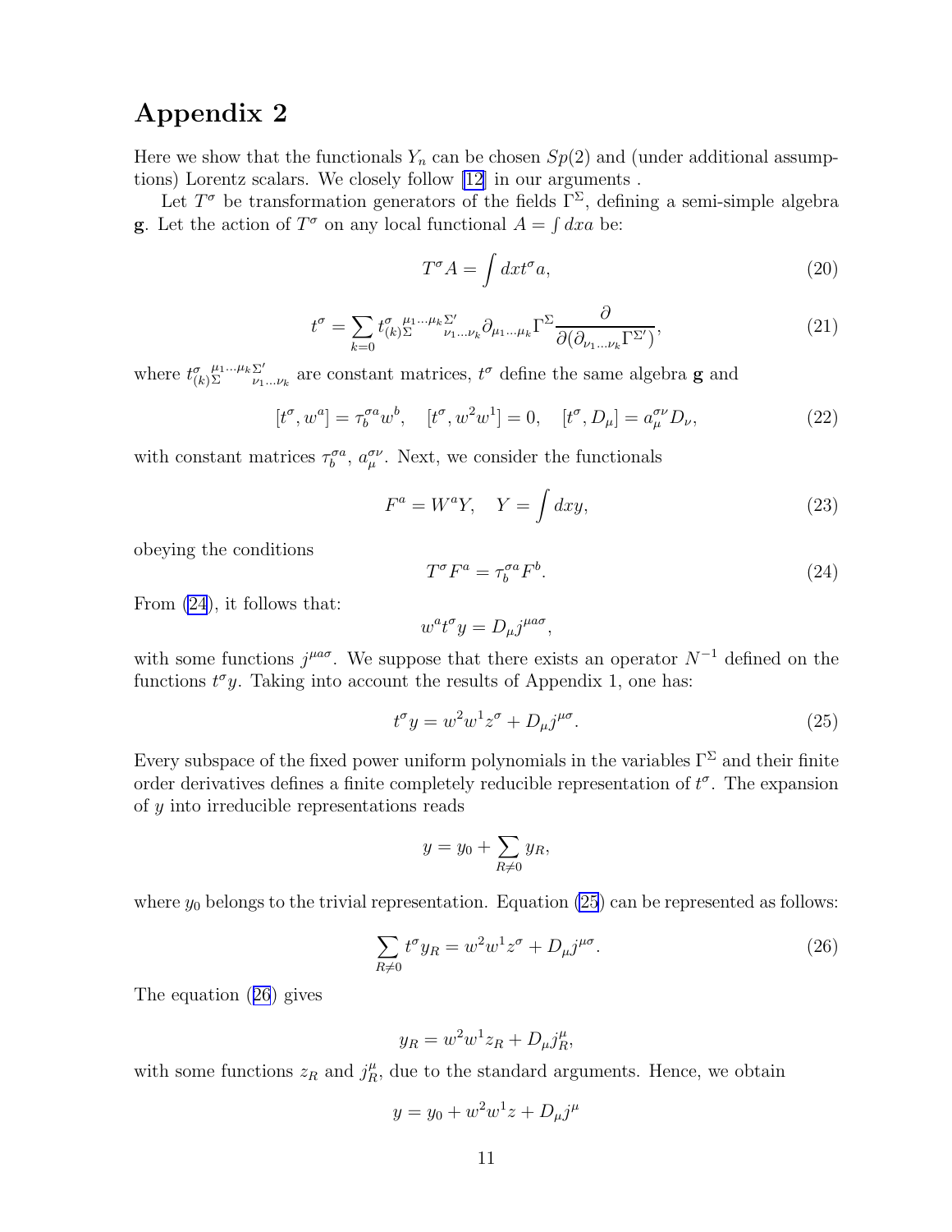# Appendix 2

Here we show that the functionals $Y_n$ can be chosen $Sp(2)$ and (under additional assumptions) Lorentz scalars. We closely follow [12] in our arguments .

Let $T^\sigma$ be transformation generators of the fields $\Gamma^\Sigma$, defining a semi-simple algebra $\mathbf{g}$. Let the action of $T^\sigma$ on any local functional $A = \int dxa$ be:

$$T^\sigma A = \int dxt^\sigma a, \tag{20}$$

$$t^\sigma = \sum_{k=0} t^{\sigma}_{(k)\Sigma}{}^{\mu_1 \ldots \mu_k \Sigma'}_{\nu_1 \ldots \nu_k} \partial_{\mu_1 \ldots \mu_k} \Gamma^\Sigma \frac{\partial}{\partial(\partial_{\nu_1 \ldots \nu_k} \Gamma^{\Sigma'})}, \tag{21}$$

where $t^{\sigma}_{(k)\Sigma}{}^{\mu_1 \ldots \mu_k \Sigma'}_{\nu_1 \ldots \nu_k}$ are constant matrices, $t^\sigma$ define the same algebra $\mathbf{g}$ and

$$[t^\sigma, w^a] = \tau^{\sigma a}_b w^b, \quad [t^\sigma, w^2 w^1] = 0, \quad [t^\sigma, D_\mu] = a^{\sigma\nu}_\mu D_\nu, \tag{22}$$

with constant matrices $\tau^{\sigma a}_b$, $a^{\sigma\nu}_\mu$. Next, we consider the functionals

$$F^a = W^a Y, \quad Y = \int dxy, \tag{23}$$

obeying the conditions

$$T^\sigma F^a = \tau^{\sigma a}_b F^b. \tag{24}$$

From (24), it follows that:

$$w^a t^\sigma y = D_\mu j^{\mu a \sigma},$$

with some functions $j^{\mu a \sigma}$. We suppose that there exists an operator $N^{-1}$ defined on the functions $t^\sigma y$. Taking into account the results of Appendix 1, one has:

$$t^\sigma y = w^2 w^1 z^\sigma + D_\mu j^{\mu\sigma}. \tag{25}$$

Every subspace of the fixed power uniform polynomials in the variables $\Gamma^\Sigma$ and their finite order derivatives defines a finite completely reducible representation of $t^\sigma$. The expansion of $y$ into irreducible representations reads

$$y = y_0 + \sum_{R \neq 0} y_R,$$

where $y_0$ belongs to the trivial representation. Equation (25) can be represented as follows:

$$\sum_{R \neq 0} t^\sigma y_R = w^2 w^1 z^\sigma + D_\mu j^{\mu\sigma}. \tag{26}$$

The equation (26) gives

$$y_R = w^2 w^1 z_R + D_\mu j^\mu_R,$$

with some functions $z_R$ and $j^\mu_R$, due to the standard arguments. Hence, we obtain

$$y = y_0 + w^2 w^1 z + D_\mu j^\mu$$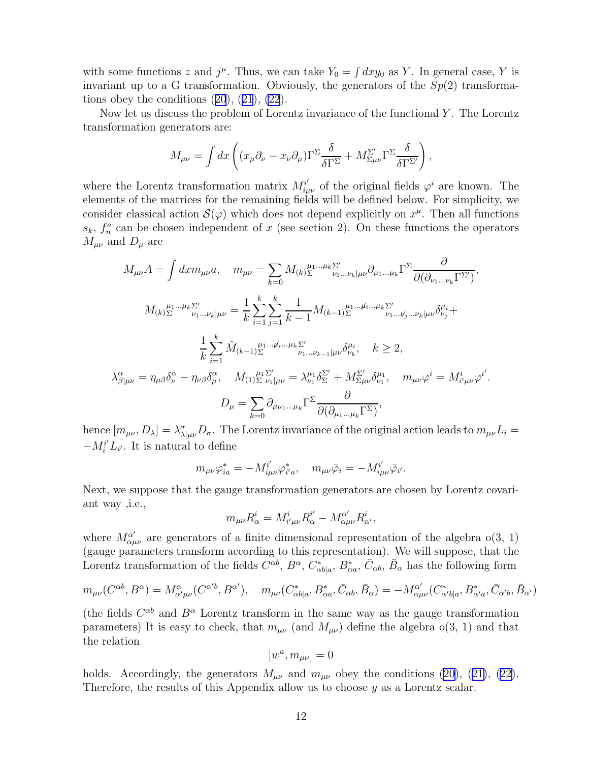with some functions $z$ and $j^\mu$. Thus, we can take $Y_0 = \int dx y_0$ as $Y$. In general case, $Y$ is invariant up to a G transformation. Obviously, the generators of the $Sp(2)$ transformations obey the conditions (20), (21), (22).

Now let us discuss the problem of Lorentz invariance of the functional $Y$. The Lorentz transformation generators are:

$$M_{\mu\nu} = \int dx \left( (x_\mu \partial_\nu - x_\nu \partial_\mu) \Gamma^\Sigma \frac{\delta}{\delta \Gamma^\Sigma} + M^{\Sigma'}_{\Sigma\mu\nu} \Gamma^\Sigma \frac{\delta}{\delta \Gamma^{\Sigma'}} \right),$$

where the Lorentz transformation matrix $M^{i'}_{i\mu\nu}$ of the original fields $\varphi^i$ are known. The elements of the matrices for the remaining fields will be defined below. For simplicity, we consider classical action $\mathcal{S}(\varphi)$ which does not depend explicitly on $x^\mu$. Then all functions $s_k$, $f^a_n$ can be chosen independent of $x$ (see section 2). On these functions the operators $M_{\mu\nu}$ and $D_\mu$ are

$$M_{\mu\nu} A = \int dx m_{\mu\nu} a, \quad m_{\mu\nu} = \sum_{k=0} M_{(k)}{}_{\Sigma}^{\mu_1\ldots\mu_k}{}^{\Sigma'}_{\nu_1\ldots\nu_k|\mu\nu} \partial_{\mu_1\ldots\mu_k} \Gamma^\Sigma \frac{\partial}{\partial(\partial_{\nu_1\ldots\nu_k}\Gamma^{\Sigma'})},$$

$$M_{(k)}{}_{\Sigma}^{\mu_1\ldots\mu_k}{}^{\Sigma'}_{\nu_1\ldots\nu_k|\mu\nu} = \frac{1}{k}\sum_{i=1}^{k}\sum_{j=1}^{k}\frac{1}{k-1} M_{(k-1)}{}_{\Sigma}^{\mu_1\ldots\not{\mu}_i\ldots\mu_k}{}^{\Sigma'}_{\nu_1\ldots\not{\nu}_j\ldots\nu_k|\mu\nu} \delta^{\mu_i}_{\nu_j} +$$

$$\frac{1}{k}\sum_{i=1}^{k} \tilde{M}_{(k-1)}{}_{\Sigma}^{\mu_1\ldots\not{\mu}_i\ldots\mu_k}{}^{\Sigma'}_{\nu_1\ldots\nu_{k-1}|\mu\nu} \delta^{\mu_i}_{\nu_k}, \quad k \geq 2,$$

$$\lambda^\alpha_{\beta|\mu\nu} = \eta_{\mu\beta}\delta^\alpha_\nu - \eta_{\nu\beta}\delta^\alpha_\mu, \quad M_{(1)}{}_{\Sigma}^{\mu_1}{}^{\Sigma'}_{\nu_1|\mu\nu} = \lambda^{\mu_1}_{\nu_1}\delta^{\Sigma'}_{\Sigma} + M^{\Sigma'}_{\Sigma\mu\nu}\delta^{\mu_1}_{\nu_1}, \quad m_{\mu\nu}\varphi^i = M^i_{i'\mu\nu}\varphi^{i'}.$$

$$D_\mu = \sum_{k=0} \partial_{\mu\mu_1\ldots\mu_k}\Gamma^\Sigma \frac{\partial}{\partial(\partial_{\mu_1\ldots\mu_k}\Gamma^\Sigma)},$$

hence $[m_{\mu\nu}, D_\lambda] = \lambda^\sigma_{\lambda|\mu\nu} D_\sigma$. The Lorentz invariance of the original action leads to $m_{\mu\nu} L_i = -M^{i'}_i L_{i'}$. It is natural to define

$$m_{\mu\nu}\varphi^*_{ia} = -M^{i'}_{i\mu\nu}\varphi^*_{i'a}, \quad m_{\mu\nu}\bar{\varphi}_i = -M^{i'}_{i\mu\nu}\bar{\varphi}_{i'}.$$

Next, we suppose that the gauge transformation generators are chosen by Lorentz covariant way ,i.e.,

$$m_{\mu\nu} R^i_\alpha = M^i_{i'\mu\nu} R^{i'}_\alpha - M^{\alpha'}_{\alpha\mu\nu} R^i_{\alpha'},$$

where $M^{\alpha'}_{\alpha\mu\nu}$ are generators of a finite dimensional representation of the algebra o(3, 1) (gauge parameters transform according to this representation). We will suppose, that the Lorentz transformation of the fields $C^{\alpha b}$, $B^\alpha$, $C^*_{\alpha b|a}$, $B^*_{\alpha a}$, $\bar{C}_{\alpha b}$, $\bar{B}_\alpha$ has the following form

$$m_{\mu\nu}(C^{\alpha b}, B^\alpha) = M^\alpha_{\alpha'\mu\nu}(C^{\alpha' b}, B^{\alpha'}), \quad m_{\mu\nu}(C^*_{\alpha b|a}, B^*_{\alpha a}, \bar{C}_{\alpha b}, \bar{B}_\alpha) = -M^{\alpha'}_{\alpha\mu\nu}(C^*_{\alpha' b|a}, B^*_{\alpha' a}, \bar{C}_{\alpha' b}, \bar{B}_{\alpha'})$$

(the fields $C^{\alpha b}$ and $B^\alpha$ Lorentz transform in the same way as the gauge transformation parameters) It is easy to check, that $m_{\mu\nu}$ (and $M_{\mu\nu}$) define the algebra o(3, 1) and that the relation

$$[w^a, m_{\mu\nu}] = 0$$

holds. Accordingly, the generators $M_{\mu\nu}$ and $m_{\mu\nu}$ obey the conditions (20), (21), (22). Therefore, the results of this Appendix allow us to choose $y$ as a Lorentz scalar.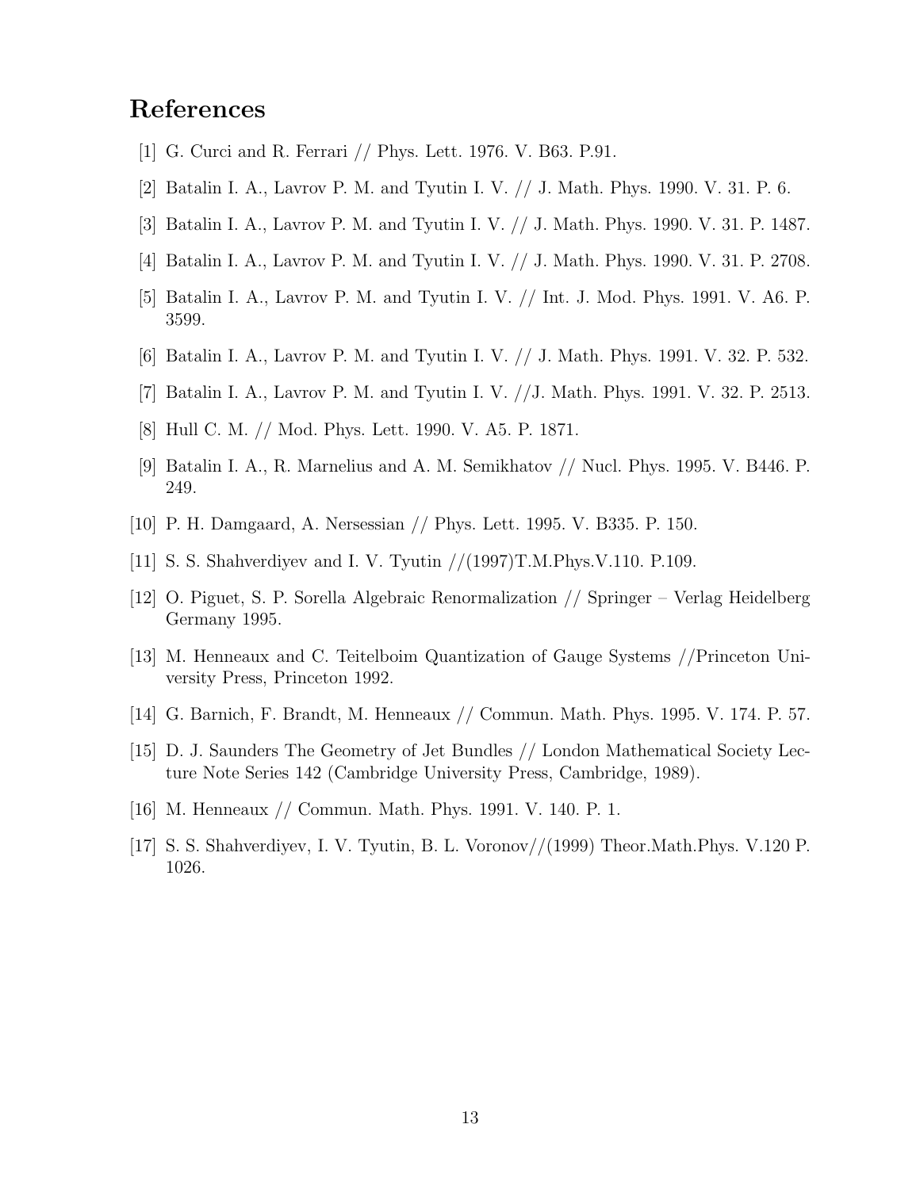## References

[1] G. Curci and R. Ferrari // Phys. Lett. 1976. V. B63. P.91.

[2] Batalin I. A., Lavrov P. M. and Tyutin I. V. // J. Math. Phys. 1990. V. 31. P. 6.

[3] Batalin I. A., Lavrov P. M. and Tyutin I. V. // J. Math. Phys. 1990. V. 31. P. 1487.

[4] Batalin I. A., Lavrov P. M. and Tyutin I. V. // J. Math. Phys. 1990. V. 31. P. 2708.

[5] Batalin I. A., Lavrov P. M. and Tyutin I. V. // Int. J. Mod. Phys. 1991. V. A6. P. 3599.

[6] Batalin I. A., Lavrov P. M. and Tyutin I. V. // J. Math. Phys. 1991. V. 32. P. 532.

[7] Batalin I. A., Lavrov P. M. and Tyutin I. V. //J. Math. Phys. 1991. V. 32. P. 2513.

[8] Hull C. M. // Mod. Phys. Lett. 1990. V. A5. P. 1871.

[9] Batalin I. A., R. Marnelius and A. M. Semikhatov // Nucl. Phys. 1995. V. B446. P. 249.

[10] P. H. Damgaard, A. Nersessian // Phys. Lett. 1995. V. B335. P. 150.

[11] S. S. Shahverdiyev and I. V. Tyutin //(1997)T.M.Phys.V.110. P.109.

[12] O. Piguet, S. P. Sorella Algebraic Renormalization // Springer – Verlag Heidelberg Germany 1995.

[13] M. Henneaux and C. Teitelboim Quantization of Gauge Systems //Princeton University Press, Princeton 1992.

[14] G. Barnich, F. Brandt, M. Henneaux // Commun. Math. Phys. 1995. V. 174. P. 57.

[15] D. J. Saunders The Geometry of Jet Bundles // London Mathematical Society Lecture Note Series 142 (Cambridge University Press, Cambridge, 1989).

[16] M. Henneaux // Commun. Math. Phys. 1991. V. 140. P. 1.

[17] S. S. Shahverdiyev, I. V. Tyutin, B. L. Voronov//(1999) Theor.Math.Phys. V.120 P. 1026.